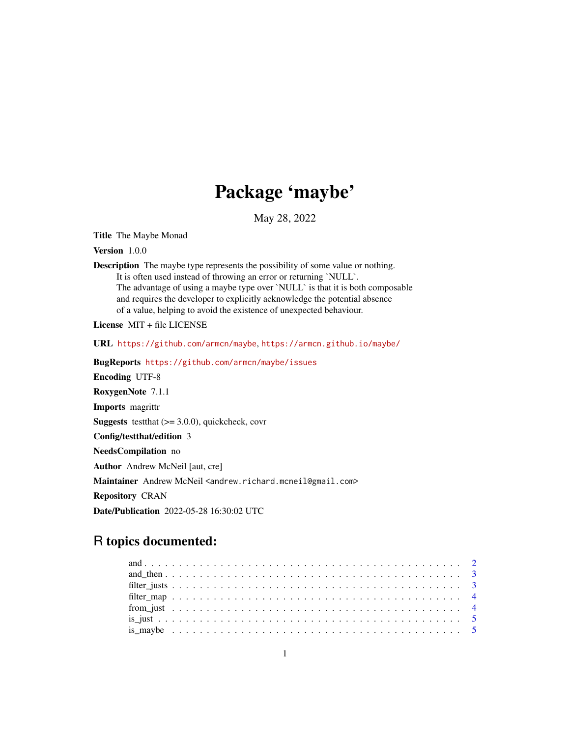# Package 'maybe'

May 28, 2022

**Title** The Maybe Monad

**Version** 1.0.0

**Description** The maybe type represents the possibility of some value or nothing.
It is often used instead of throwing an error or returning `NULL`.
The advantage of using a maybe type over `NULL` is that it is both composable
and requires the developer to explicitly acknowledge the potential absence
of a value, helping to avoid the existence of unexpected behaviour.

**License** MIT + file LICENSE

**URL** https://github.com/armcn/maybe, https://armcn.github.io/maybe/

**BugReports** https://github.com/armcn/maybe/issues

**Encoding** UTF-8

**RoxygenNote** 7.1.1

**Imports** magrittr

**Suggests** testthat (>= 3.0.0), quickcheck, covr

**Config/testthat/edition** 3

**NeedsCompilation** no

**Author** Andrew McNeil [aut, cre]

**Maintainer** Andrew McNeil <andrew.richard.mcneil@gmail.com>

**Repository** CRAN

**Date/Publication** 2022-05-28 16:30:02 UTC

## R topics documented:

- and . . . . . . . . . . . . . . . . . . . . . . . . . . . . . . . . . . . . . . . . . . . 2
- and_then . . . . . . . . . . . . . . . . . . . . . . . . . . . . . . . . . . . . . . . . 3
- filter_justs . . . . . . . . . . . . . . . . . . . . . . . . . . . . . . . . . . . . . . . 3
- filter_map . . . . . . . . . . . . . . . . . . . . . . . . . . . . . . . . . . . . . . . 4
- from_just . . . . . . . . . . . . . . . . . . . . . . . . . . . . . . . . . . . . . . . 4
- is_just . . . . . . . . . . . . . . . . . . . . . . . . . . . . . . . . . . . . . . . . . 5
- is_maybe . . . . . . . . . . . . . . . . . . . . . . . . . . . . . . . . . . . . . . . 5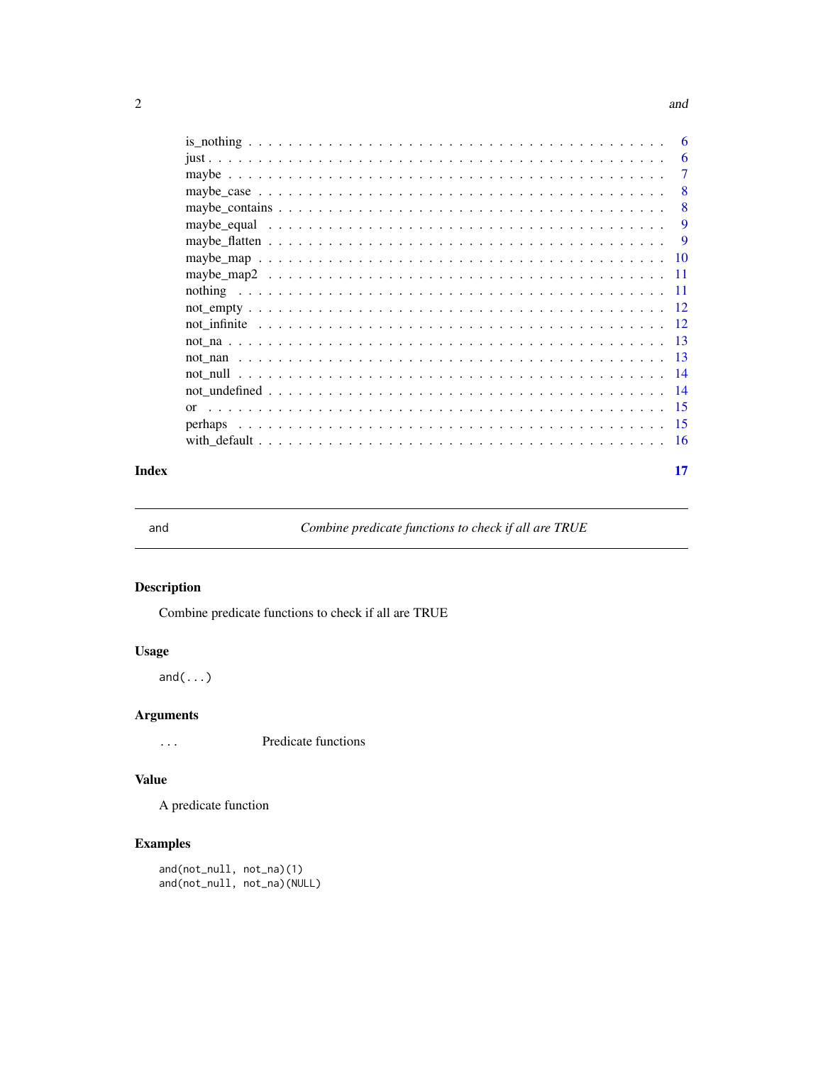is_nothing . . . . . . . . . . . . . . . . . . . . . . . . . . . . . . . . . . . . . . . . 6
just . . . . . . . . . . . . . . . . . . . . . . . . . . . . . . . . . . . . . . . . . . . 6
maybe . . . . . . . . . . . . . . . . . . . . . . . . . . . . . . . . . . . . . . . . . . 7
maybe_case . . . . . . . . . . . . . . . . . . . . . . . . . . . . . . . . . . . . . . . 8
maybe_contains . . . . . . . . . . . . . . . . . . . . . . . . . . . . . . . . . . . . . 8
maybe_equal . . . . . . . . . . . . . . . . . . . . . . . . . . . . . . . . . . . . . . . 9
maybe_flatten . . . . . . . . . . . . . . . . . . . . . . . . . . . . . . . . . . . . . . 9
maybe_map . . . . . . . . . . . . . . . . . . . . . . . . . . . . . . . . . . . . . . . . 10
maybe_map2 . . . . . . . . . . . . . . . . . . . . . . . . . . . . . . . . . . . . . . . 11
nothing . . . . . . . . . . . . . . . . . . . . . . . . . . . . . . . . . . . . . . . . . 11
not_empty . . . . . . . . . . . . . . . . . . . . . . . . . . . . . . . . . . . . . . . . 12
not_infinite . . . . . . . . . . . . . . . . . . . . . . . . . . . . . . . . . . . . . . . 12
not_na . . . . . . . . . . . . . . . . . . . . . . . . . . . . . . . . . . . . . . . . . . 13
not_nan . . . . . . . . . . . . . . . . . . . . . . . . . . . . . . . . . . . . . . . . . 13
not_null . . . . . . . . . . . . . . . . . . . . . . . . . . . . . . . . . . . . . . . . . 14
not_undefined . . . . . . . . . . . . . . . . . . . . . . . . . . . . . . . . . . . . . . 14
or . . . . . . . . . . . . . . . . . . . . . . . . . . . . . . . . . . . . . . . . . . . . 15
perhaps . . . . . . . . . . . . . . . . . . . . . . . . . . . . . . . . . . . . . . . . . 15
with_default . . . . . . . . . . . . . . . . . . . . . . . . . . . . . . . . . . . . . . . 16

**Index** **17**

---

## and — *Combine predicate functions to check if all are TRUE*

### Description

Combine predicate functions to check if all are TRUE

### Usage

```
and(...)
```

### Arguments

`...` Predicate functions

### Value

A predicate function

### Examples

```
and(not_null, not_na)(1)
and(not_null, not_na)(NULL)
```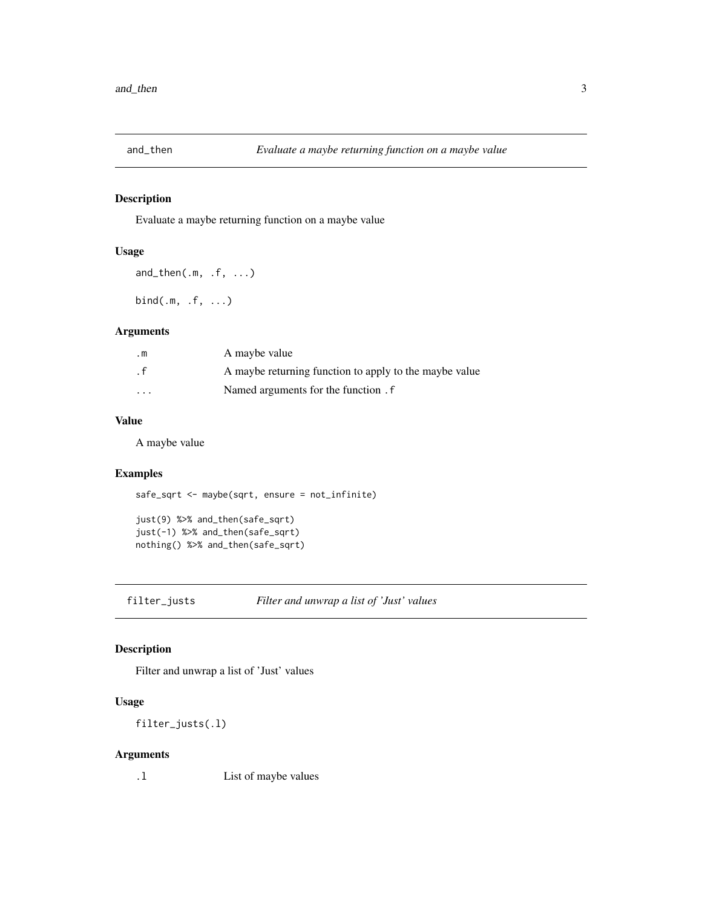## and_then — *Evaluate a maybe returning function on a maybe value*

### Description

Evaluate a maybe returning function on a maybe value

### Usage

```
and_then(.m, .f, ...)

bind(.m, .f, ...)
```

### Arguments

| | |
|---|---|
| .m | A maybe value |
| .f | A maybe returning function to apply to the maybe value |
| ... | Named arguments for the function .f |

### Value

A maybe value

### Examples

```
safe_sqrt <- maybe(sqrt, ensure = not_infinite)

just(9) %>% and_then(safe_sqrt)
just(-1) %>% and_then(safe_sqrt)
nothing() %>% and_then(safe_sqrt)
```

## filter_justs — *Filter and unwrap a list of 'Just' values*

### Description

Filter and unwrap a list of 'Just' values

### Usage

```
filter_justs(.l)
```

### Arguments

| | |
|---|---|
| .l | List of maybe values |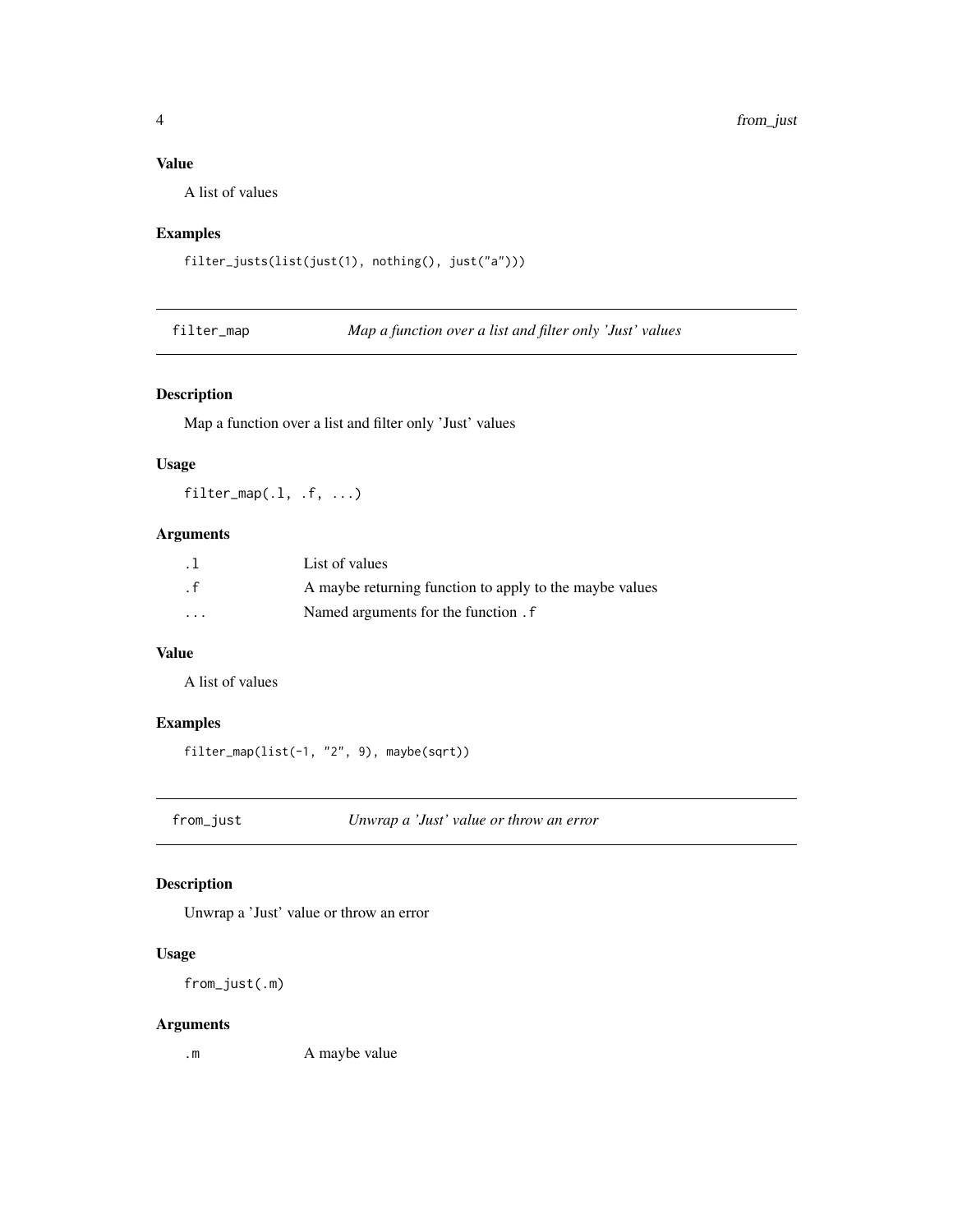### Value

A list of values

### Examples

```
filter_justs(list(just(1), nothing(), just("a")))
```

## filter_map — *Map a function over a list and filter only 'Just' values*

### Description

Map a function over a list and filter only 'Just' values

### Usage

```
filter_map(.l, .f, ...)
```

### Arguments

| | |
|---|---|
| `.l` | List of values |
| `.f` | A maybe returning function to apply to the maybe values |
| `...` | Named arguments for the function `.f` |

### Value

A list of values

### Examples

```
filter_map(list(-1, "2", 9), maybe(sqrt))
```

## from_just — *Unwrap a 'Just' value or throw an error*

### Description

Unwrap a 'Just' value or throw an error

### Usage

```
from_just(.m)
```

### Arguments

| | |
|---|---|
| `.m` | A maybe value |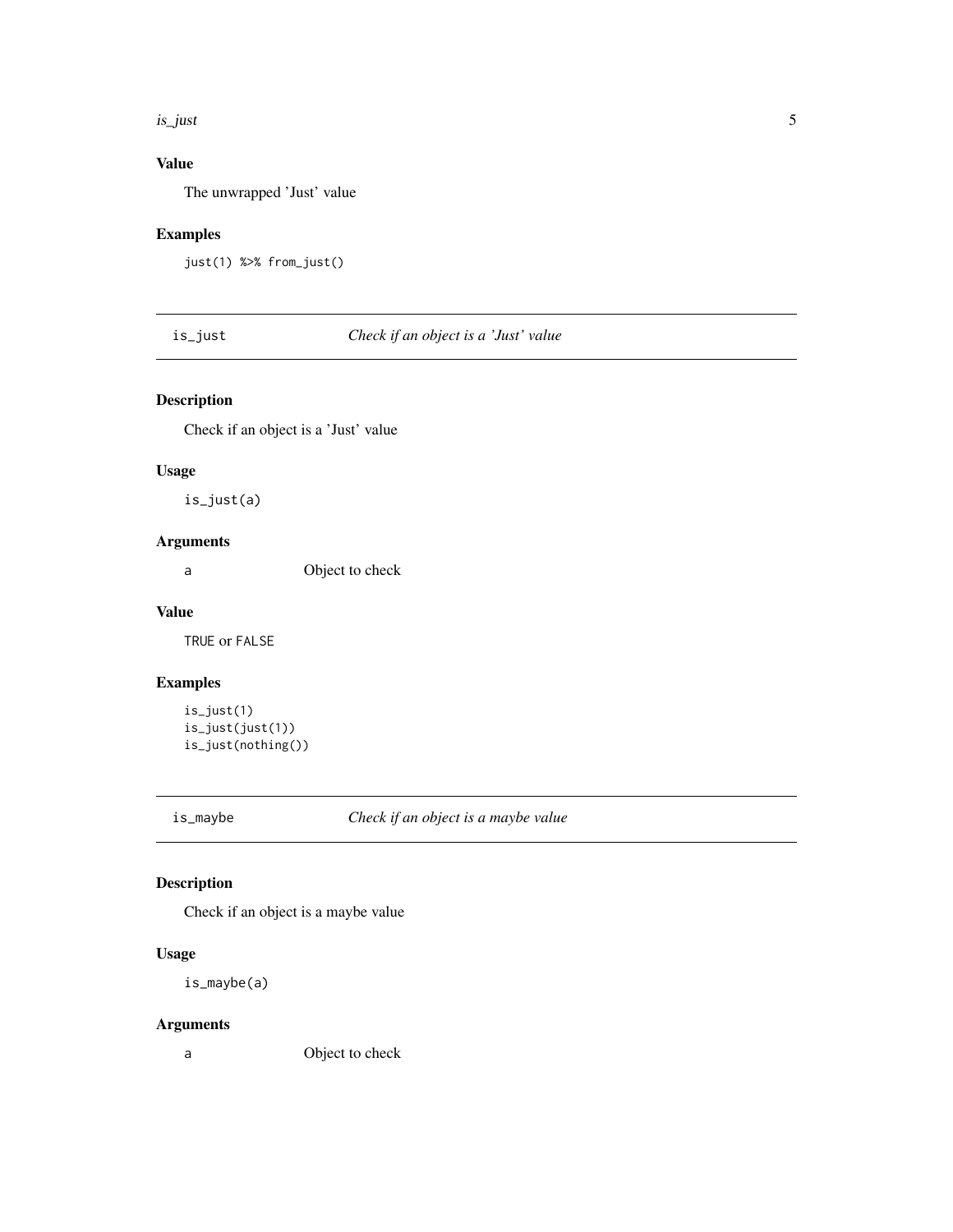## Value

The unwrapped 'Just' value

## Examples

```
just(1) %>% from_just()
```

---

# is_just — *Check if an object is a 'Just' value*

## Description

Check if an object is a 'Just' value

## Usage

```
is_just(a)
```

## Arguments

| | |
|---|---|
| a | Object to check |

## Value

TRUE or FALSE

## Examples

```
is_just(1)
is_just(just(1))
is_just(nothing())
```

---

# is_maybe — *Check if an object is a maybe value*

## Description

Check if an object is a maybe value

## Usage

```
is_maybe(a)
```

## Arguments

| | |
|---|---|
| a | Object to check |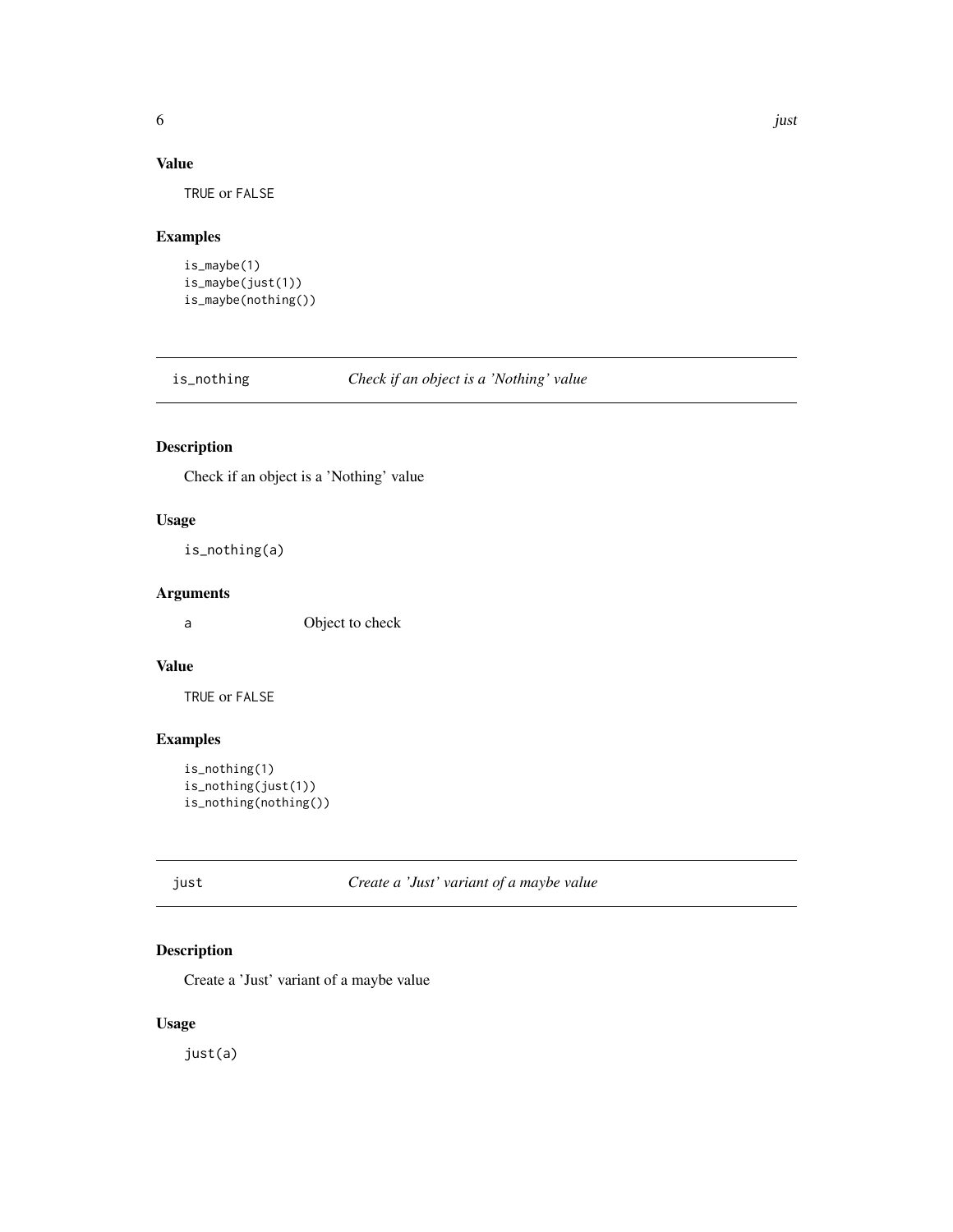### Value

TRUE or FALSE

### Examples

```
is_maybe(1)
is_maybe(just(1))
is_maybe(nothing())
```

---

## is_nothing — *Check if an object is a 'Nothing' value*

---

### Description

Check if an object is a 'Nothing' value

### Usage

```
is_nothing(a)
```

### Arguments

| | |
|---|---|
| a | Object to check |

### Value

TRUE or FALSE

### Examples

```
is_nothing(1)
is_nothing(just(1))
is_nothing(nothing())
```

---

## just — *Create a 'Just' variant of a maybe value*

---

### Description

Create a 'Just' variant of a maybe value

### Usage

```
just(a)
```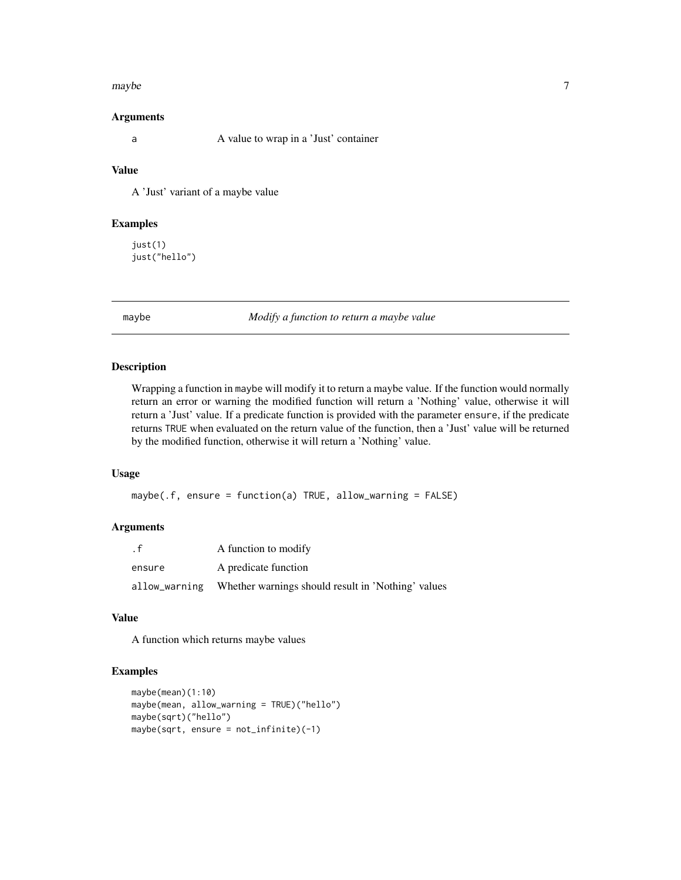### Arguments

| | |
|---|---|
| `a` | A value to wrap in a 'Just' container |

### Value

A 'Just' variant of a maybe value

### Examples

```
just(1)
just("hello")
```

---

## maybe — *Modify a function to return a maybe value*

### Description

Wrapping a function in `maybe` will modify it to return a maybe value. If the function would normally return an error or warning the modified function will return a 'Nothing' value, otherwise it will return a 'Just' value. If a predicate function is provided with the parameter `ensure`, if the predicate returns `TRUE` when evaluated on the return value of the function, then a 'Just' value will be returned by the modified function, otherwise it will return a 'Nothing' value.

### Usage

```
maybe(.f, ensure = function(a) TRUE, allow_warning = FALSE)
```

### Arguments

| | |
|---|---|
| `.f` | A function to modify |
| `ensure` | A predicate function |
| `allow_warning` | Whether warnings should result in 'Nothing' values |

### Value

A function which returns maybe values

### Examples

```
maybe(mean)(1:10)
maybe(mean, allow_warning = TRUE)("hello")
maybe(sqrt)("hello")
maybe(sqrt, ensure = not_infinite)(-1)
```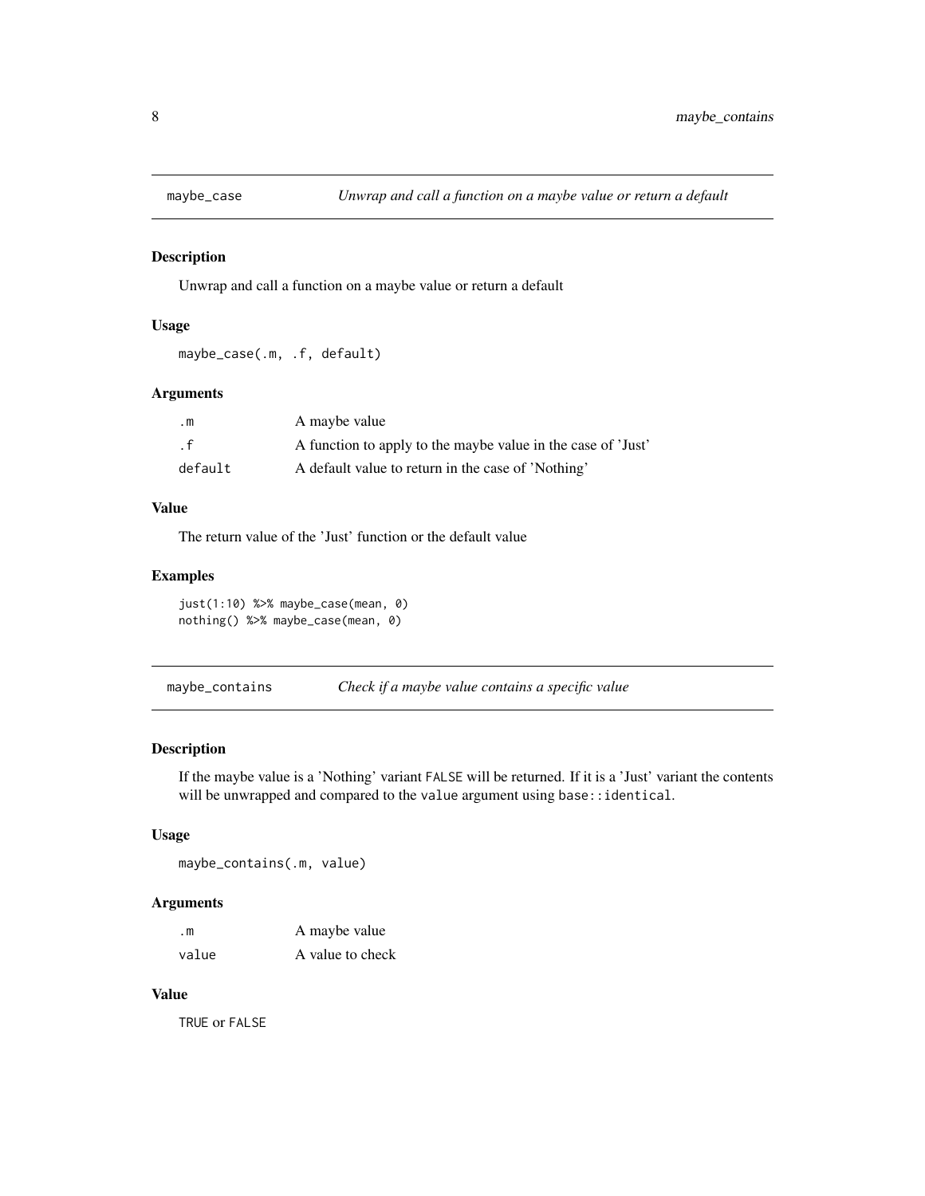## maybe_case — *Unwrap and call a function on a maybe value or return a default*

### Description

Unwrap and call a function on a maybe value or return a default

### Usage

```
maybe_case(.m, .f, default)
```

### Arguments

| | |
|---|---|
| `.m` | A maybe value |
| `.f` | A function to apply to the maybe value in the case of 'Just' |
| `default` | A default value to return in the case of 'Nothing' |

### Value

The return value of the 'Just' function or the default value

### Examples

```
just(1:10) %>% maybe_case(mean, 0)
nothing() %>% maybe_case(mean, 0)
```

## maybe_contains — *Check if a maybe value contains a specific value*

### Description

If the maybe value is a 'Nothing' variant `FALSE` will be returned. If it is a 'Just' variant the contents will be unwrapped and compared to the `value` argument using `base::identical`.

### Usage

```
maybe_contains(.m, value)
```

### Arguments

| | |
|---|---|
| `.m` | A maybe value |
| `value` | A value to check |

### Value

`TRUE` or `FALSE`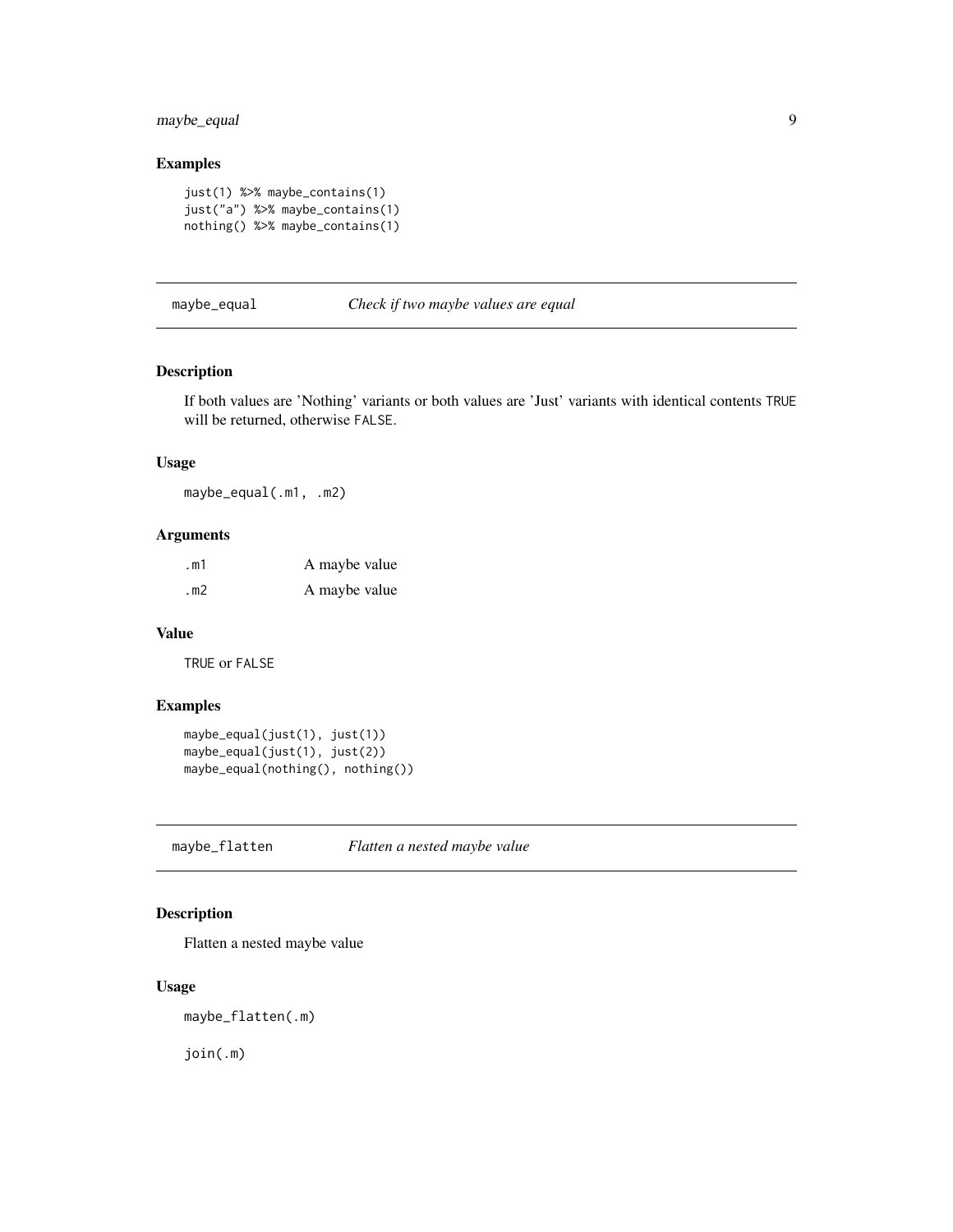## Examples

```
just(1) %>% maybe_contains(1)
just("a") %>% maybe_contains(1)
nothing() %>% maybe_contains(1)
```

## maybe_equal — *Check if two maybe values are equal*

### Description

If both values are 'Nothing' variants or both values are 'Just' variants with identical contents `TRUE` will be returned, otherwise `FALSE`.

### Usage

```
maybe_equal(.m1, .m2)
```

### Arguments

| | |
|---|---|
| `.m1` | A maybe value |
| `.m2` | A maybe value |

### Value

`TRUE` or `FALSE`

### Examples

```
maybe_equal(just(1), just(1))
maybe_equal(just(1), just(2))
maybe_equal(nothing(), nothing())
```

## maybe_flatten — *Flatten a nested maybe value*

### Description

Flatten a nested maybe value

### Usage

```
maybe_flatten(.m)

join(.m)
```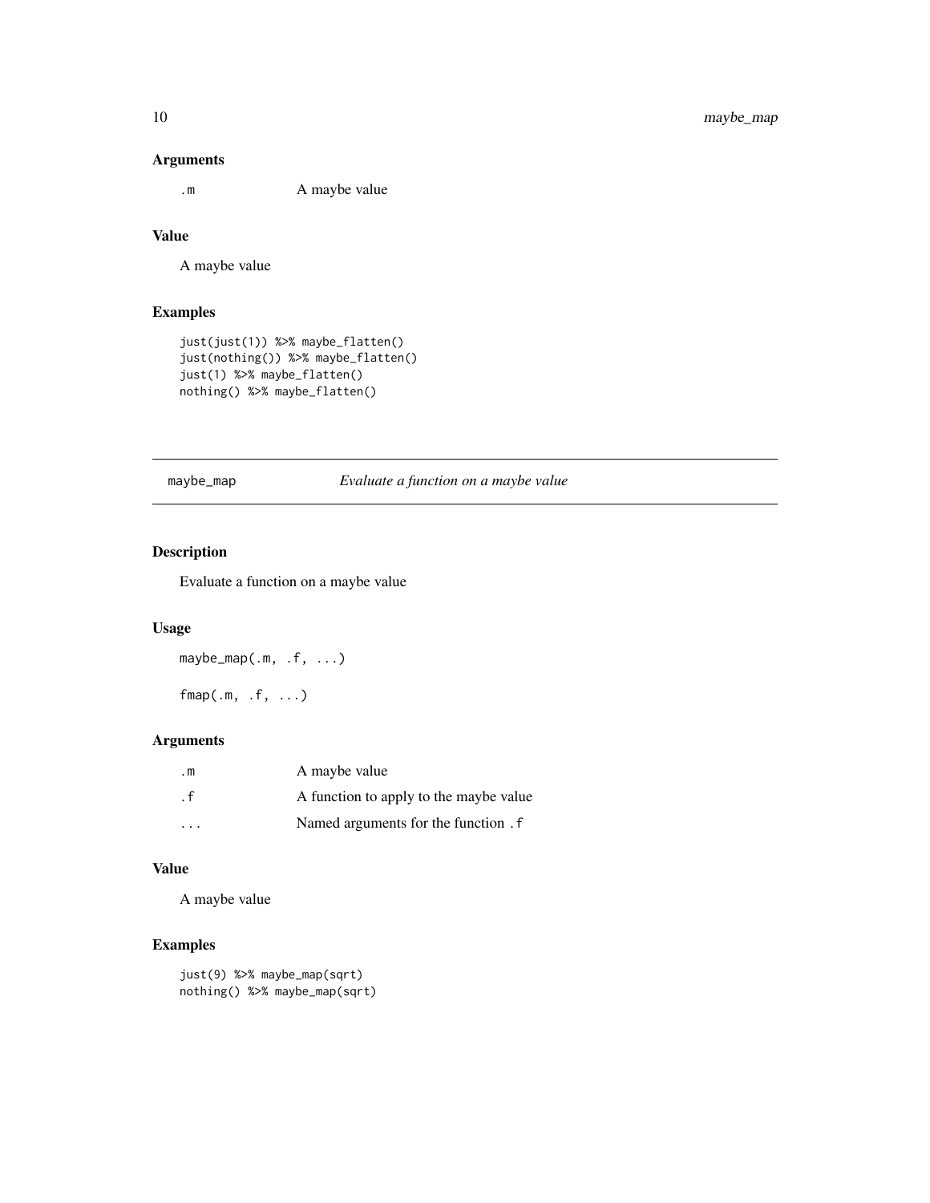### Arguments

| | |
|---|---|
| .m | A maybe value |

### Value

A maybe value

### Examples

```
just(just(1)) %>% maybe_flatten()
just(nothing()) %>% maybe_flatten()
just(1) %>% maybe_flatten()
nothing() %>% maybe_flatten()
```

## maybe_map — *Evaluate a function on a maybe value*

### Description

Evaluate a function on a maybe value

### Usage

```
maybe_map(.m, .f, ...)

fmap(.m, .f, ...)
```

### Arguments

| | |
|---|---|
| .m | A maybe value |
| .f | A function to apply to the maybe value |
| ... | Named arguments for the function .f |

### Value

A maybe value

### Examples

```
just(9) %>% maybe_map(sqrt)
nothing() %>% maybe_map(sqrt)
```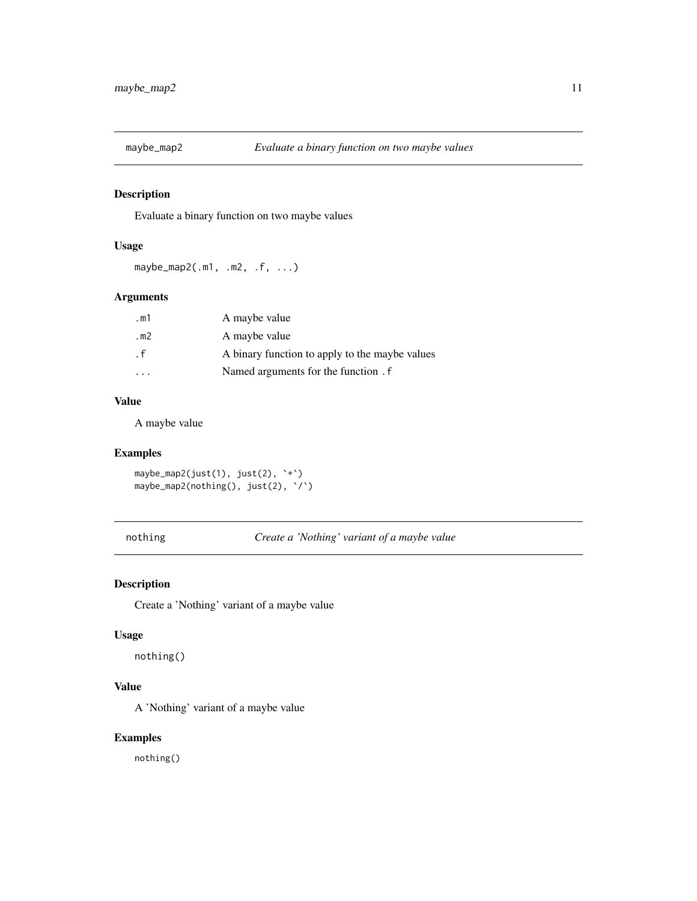## maybe_map2 — *Evaluate a binary function on two maybe values*

### Description

Evaluate a binary function on two maybe values

### Usage

```
maybe_map2(.m1, .m2, .f, ...)
```

### Arguments

| | |
|---|---|
| `.m1` | A maybe value |
| `.m2` | A maybe value |
| `.f` | A binary function to apply to the maybe values |
| `...` | Named arguments for the function `.f` |

### Value

A maybe value

### Examples

```
maybe_map2(just(1), just(2), `+`)
maybe_map2(nothing(), just(2), `/`)
```

## nothing — *Create a 'Nothing' variant of a maybe value*

### Description

Create a 'Nothing' variant of a maybe value

### Usage

```
nothing()
```

### Value

A 'Nothing' variant of a maybe value

### Examples

```
nothing()
```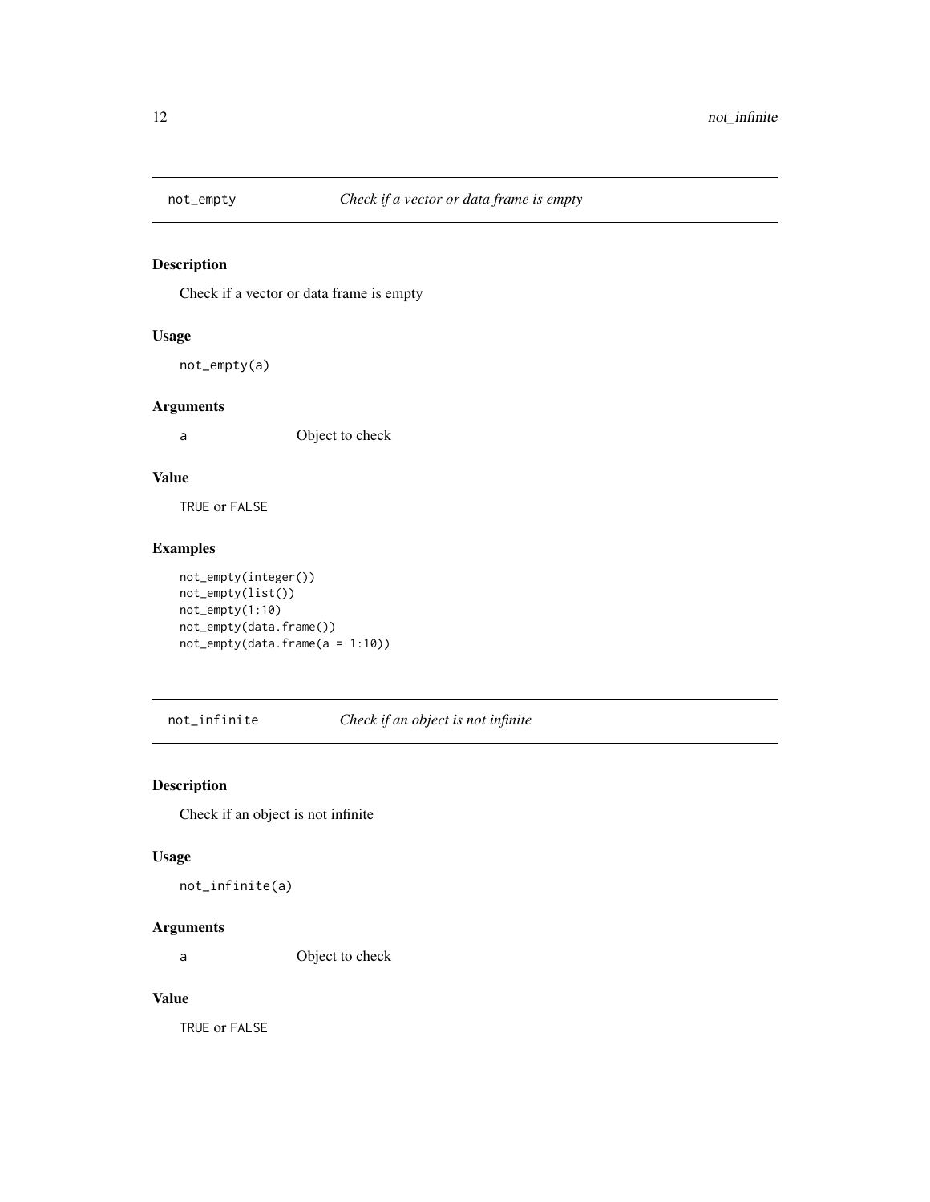## not_empty — *Check if a vector or data frame is empty*

### Description

Check if a vector or data frame is empty

### Usage

```
not_empty(a)
```

### Arguments

| | |
|---|---|
| a | Object to check |

### Value

TRUE or FALSE

### Examples

```
not_empty(integer())
not_empty(list())
not_empty(1:10)
not_empty(data.frame())
not_empty(data.frame(a = 1:10))
```

## not_infinite — *Check if an object is not infinite*

### Description

Check if an object is not infinite

### Usage

```
not_infinite(a)
```

### Arguments

| | |
|---|---|
| a | Object to check |

### Value

TRUE or FALSE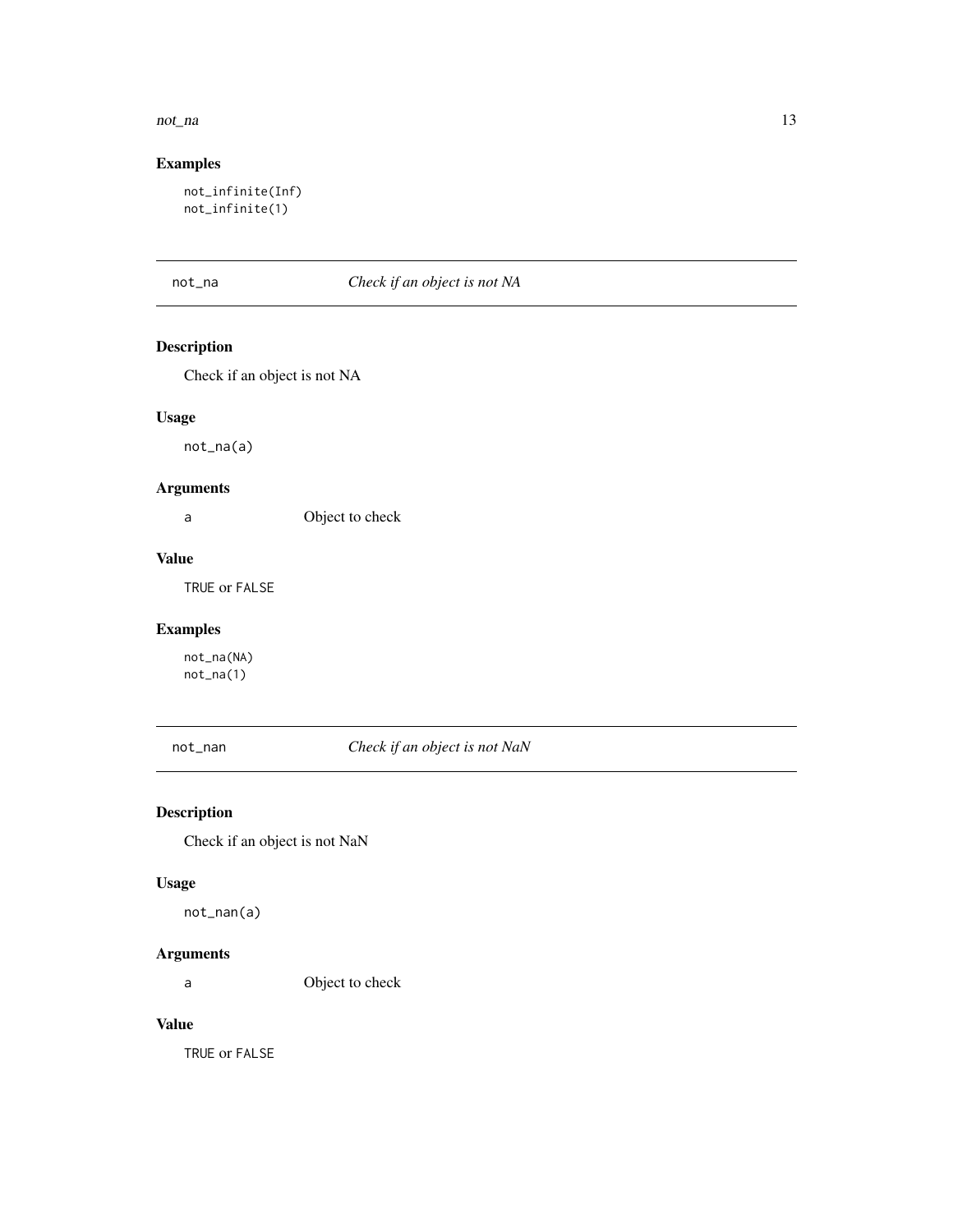## Examples

```
not_infinite(Inf)
not_infinite(1)
```

---

## not_na — *Check if an object is not NA*

### Description

Check if an object is not NA

### Usage

```
not_na(a)
```

### Arguments

| | |
|---|---|
| a | Object to check |

### Value

TRUE or FALSE

### Examples

```
not_na(NA)
not_na(1)
```

---

## not_nan — *Check if an object is not NaN*

### Description

Check if an object is not NaN

### Usage

```
not_nan(a)
```

### Arguments

| | |
|---|---|
| a | Object to check |

### Value

TRUE or FALSE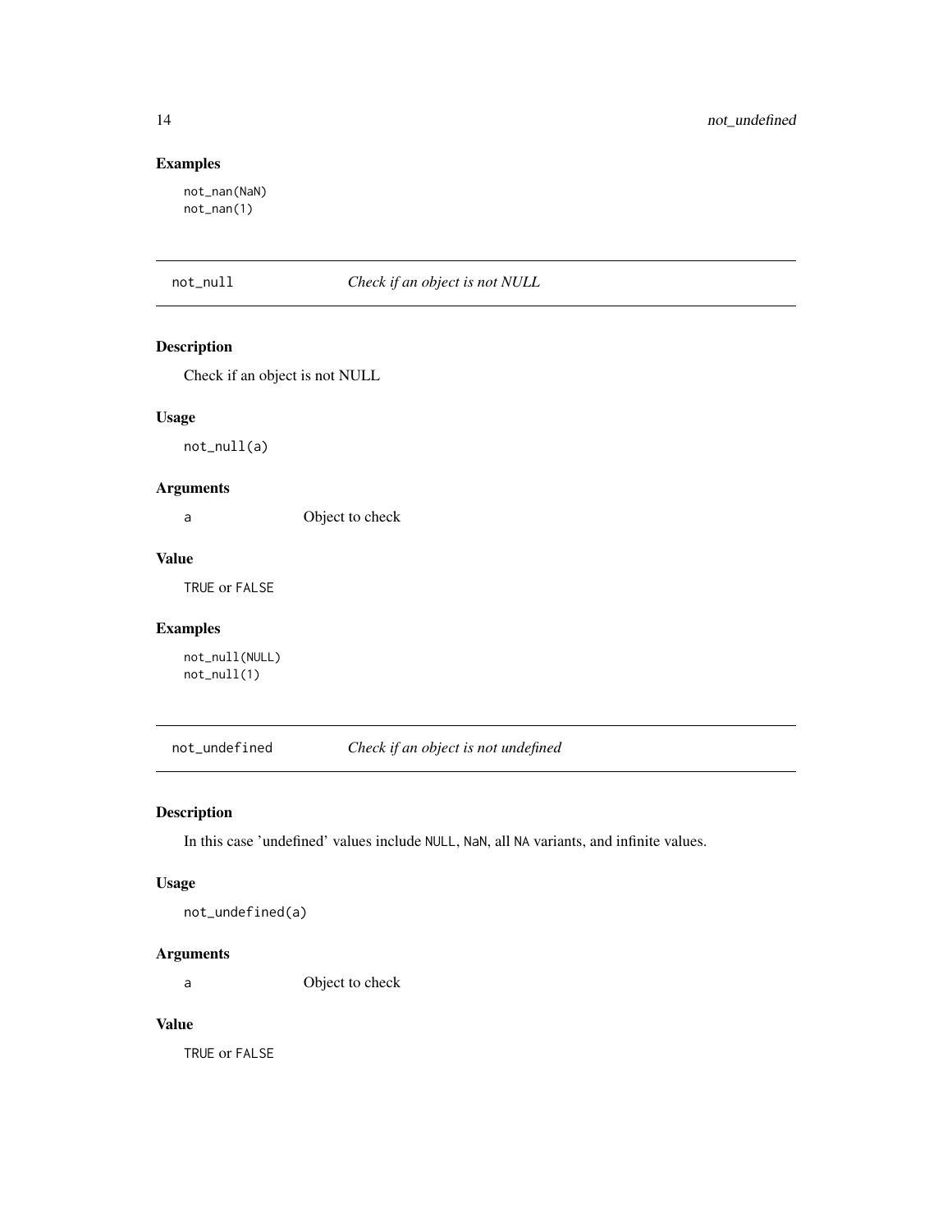### Examples

```
not_nan(NaN)
not_nan(1)
```

---

## not_null — *Check if an object is not NULL*

### Description

Check if an object is not NULL

### Usage

```
not_null(a)
```

### Arguments

| | |
|---|---|
| a | Object to check |

### Value

TRUE or FALSE

### Examples

```
not_null(NULL)
not_null(1)
```

---

## not_undefined — *Check if an object is not undefined*

### Description

In this case 'undefined' values include NULL, NaN, all NA variants, and infinite values.

### Usage

```
not_undefined(a)
```

### Arguments

| | |
|---|---|
| a | Object to check |

### Value

TRUE or FALSE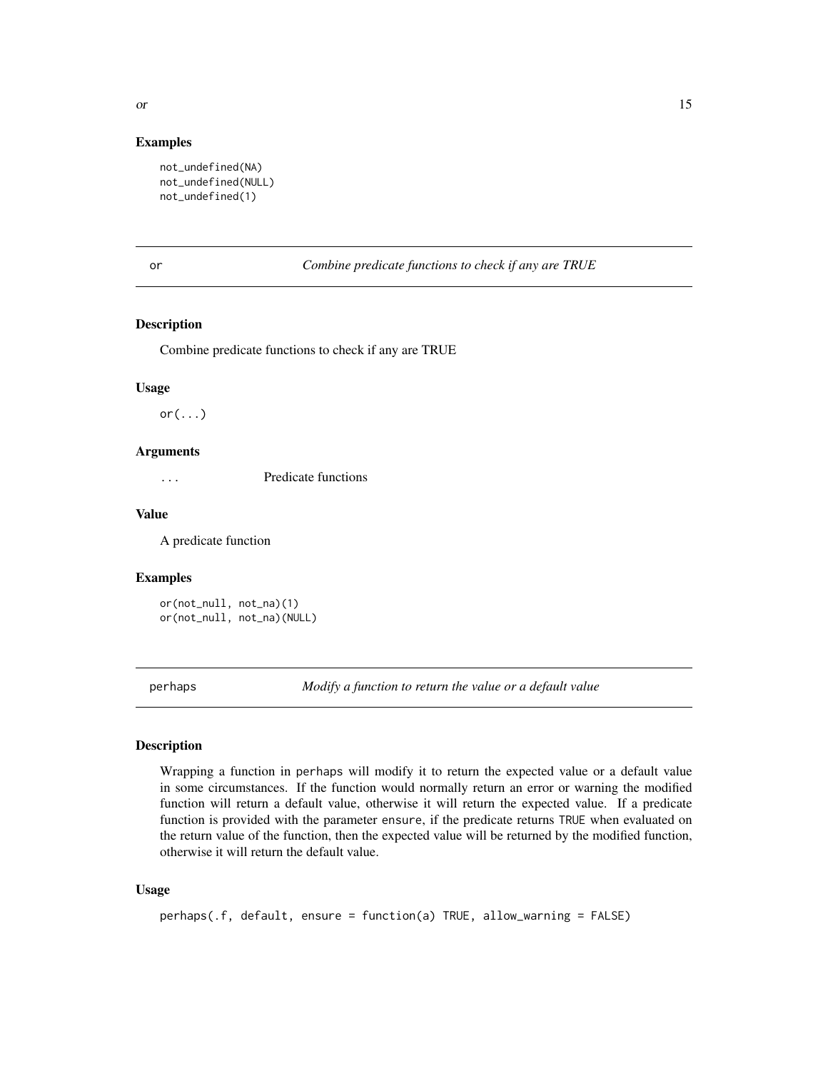## Examples

```
not_undefined(NA)
not_undefined(NULL)
not_undefined(1)
```

---

## or — *Combine predicate functions to check if any are TRUE*

### Description

Combine predicate functions to check if any are TRUE

### Usage

```
or(...)
```

### Arguments

| | |
|---|---|
| ... | Predicate functions |

### Value

A predicate function

### Examples

```
or(not_null, not_na)(1)
or(not_null, not_na)(NULL)
```

---

## perhaps — *Modify a function to return the value or a default value*

### Description

Wrapping a function in `perhaps` will modify it to return the expected value or a default value in some circumstances. If the function would normally return an error or warning the modified function will return a default value, otherwise it will return the expected value. If a predicate function is provided with the parameter `ensure`, if the predicate returns `TRUE` when evaluated on the return value of the function, then the expected value will be returned by the modified function, otherwise it will return the default value.

### Usage

```
perhaps(.f, default, ensure = function(a) TRUE, allow_warning = FALSE)
```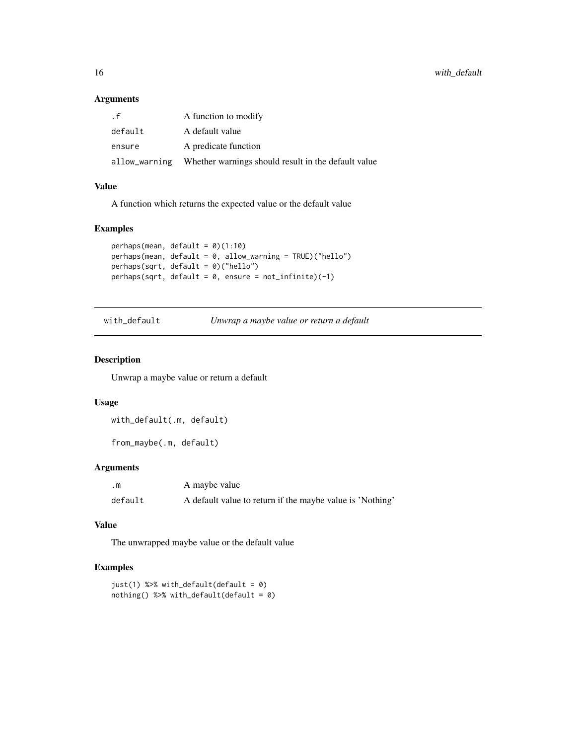## Arguments

| | |
|---|---|
| `.f` | A function to modify |
| `default` | A default value |
| `ensure` | A predicate function |
| `allow_warning` | Whether warnings should result in the default value |

## Value

A function which returns the expected value or the default value

## Examples

```
perhaps(mean, default = 0)(1:10)
perhaps(mean, default = 0, allow_warning = TRUE)("hello")
perhaps(sqrt, default = 0)("hello")
perhaps(sqrt, default = 0, ensure = not_infinite)(-1)
```

---

# with_default — *Unwrap a maybe value or return a default*

## Description

Unwrap a maybe value or return a default

## Usage

```
with_default(.m, default)

from_maybe(.m, default)
```

## Arguments

| | |
|---|---|
| `.m` | A maybe value |
| `default` | A default value to return if the maybe value is 'Nothing' |

## Value

The unwrapped maybe value or the default value

## Examples

```
just(1) %>% with_default(default = 0)
nothing() %>% with_default(default = 0)
```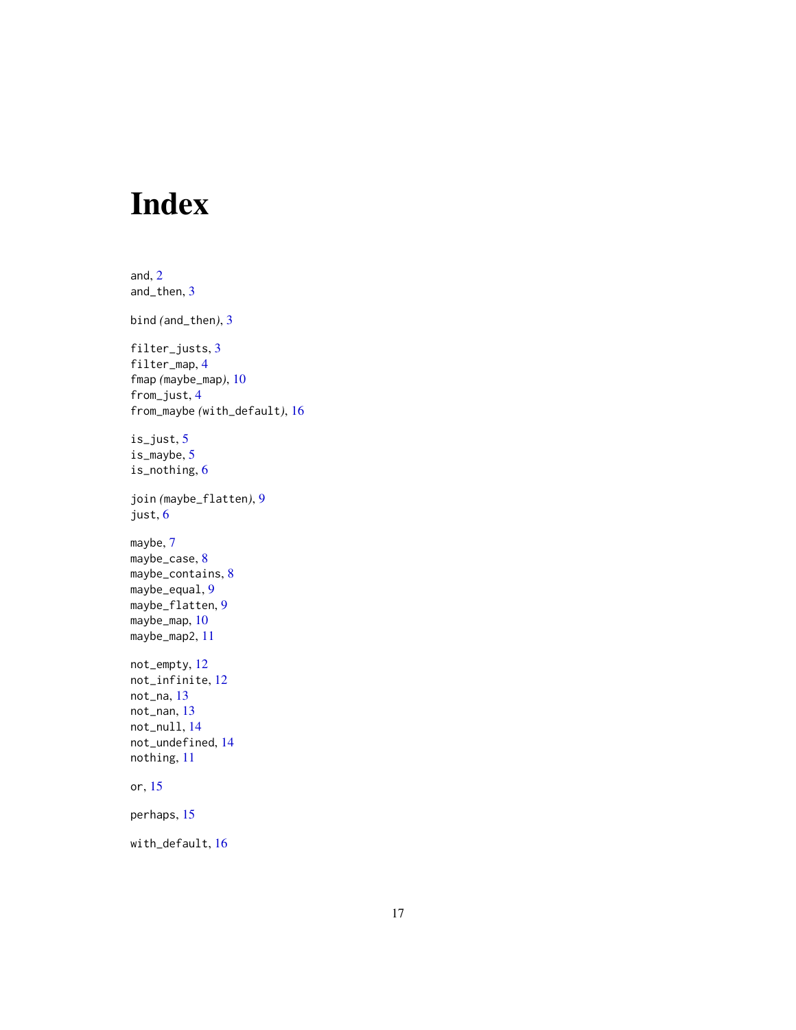# Index

and, 2
and_then, 3

bind (and_then), 3

filter_justs, 3
filter_map, 4
fmap (maybe_map), 10
from_just, 4
from_maybe (with_default), 16

is_just, 5
is_maybe, 5
is_nothing, 6

join (maybe_flatten), 9
just, 6

maybe, 7
maybe_case, 8
maybe_contains, 8
maybe_equal, 9
maybe_flatten, 9
maybe_map, 10
maybe_map2, 11

not_empty, 12
not_infinite, 12
not_na, 13
not_nan, 13
not_null, 14
not_undefined, 14
nothing, 11

or, 15

perhaps, 15

with_default, 16